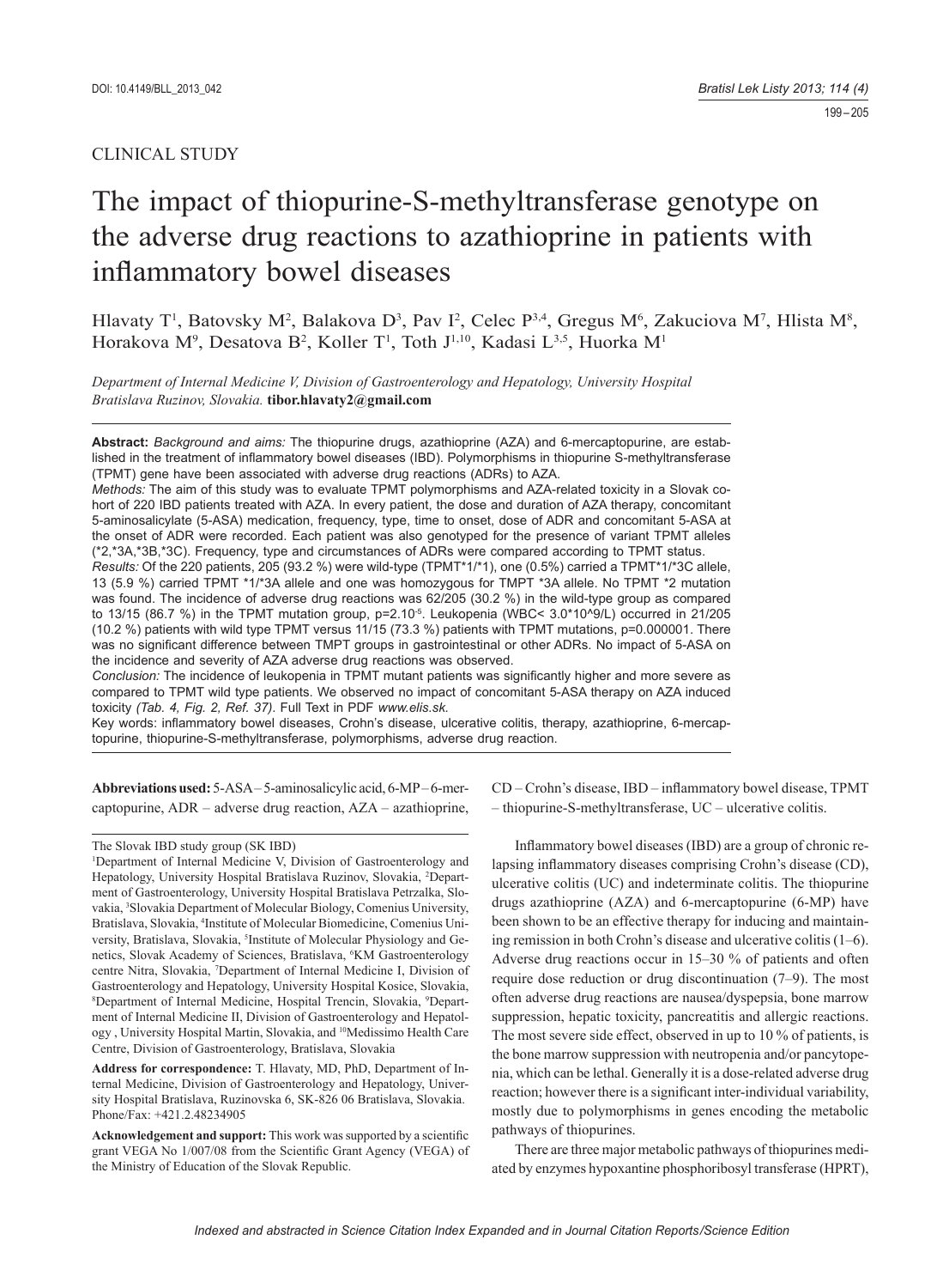CLINICAL STUDY

# The impact of thiopurine-S-methyltransferase genotype on the adverse drug reactions to azathioprine in patients with inflammatory bowel diseases

Hlavaty T[1], Batovsky M[2], Balakova D[3], Pav I[2], Celec P[3,4], Gregus M[6], Zakuciova M[7], Hlista M[8], Horakova M[9], Desatova B[2], Koller T[1], Toth J[1,10], Kadasi L[3,5], Huorka M[1]

*Department of Internal Medicine V, Division of Gastroenterology and Hepatology, University Hospital Bratislava Ruzinov, Slovakia.* **tibor.hlavaty2@gmail.com**

**Abstract:** *Background and aims:* The thiopurine drugs, azathioprine (AZA) and 6-mercaptopurine, are established in the treatment of inflammatory bowel diseases (IBD). Polymorphisms in thiopurine S-methyltransferase (TPMT) gene have been associated with adverse drug reactions (ADRs) to AZA.

*Methods:* The aim of this study was to evaluate TPMT polymorphisms and AZA-related toxicity in a Slovak cohort of 220 IBD patients treated with AZA. In every patient, the dose and duration of AZA therapy, concomitant 5-aminosalicylate (5-ASA) medication, frequency, type, time to onset, dose of ADR and concomitant 5-ASA at the onset of ADR were recorded. Each patient was also genotyped for the presence of variant TPMT alleles (*2,*3A,*3B,*3C). Frequency, type and circumstances of ADRs were compared according to TPMT status.

*Results:* Of the 220 patients, 205 (93.2 %) were wild-type (TPMT*1/*1), one (0.5%) carried a TPMT*1/*3C allele, 13 (5.9 %) carried TPMT *1/*3A allele and one was homozygous for TMPT *3A allele. No TPMT *2 mutation was found. The incidence of adverse drug reactions was 62/205 (30.2 %) in the wild-type group as compared to 13/15 (86.7 %) in the TPMT mutation group, p=2.10$^{-5}$. Leukopenia (WBC< 3.0*10^9/L) occurred in 21/205 (10.2 %) patients with wild type TPMT versus 11/15 (73.3 %) patients with TPMT mutations, p=0.000001. There was no significant difference between TMPT groups in gastrointestinal or other ADRs. No impact of 5-ASA on the incidence and severity of AZA adverse drug reactions was observed.

*Conclusion:* The incidence of leukopenia in TPMT mutant patients was significantly higher and more severe as compared to TPMT wild type patients. We observed no impact of concomitant 5-ASA therapy on AZA induced toxicity *(Tab. 4, Fig. 2, Ref. 37)*. Full Text in PDF *www.elis.sk.*

Key words: inflammatory bowel diseases, Crohn's disease, ulcerative colitis, therapy, azathioprine, 6-mercaptopurine, thiopurine-S-methyltransferase, polymorphisms, adverse drug reaction.

**Abbreviations used:** 5-ASA – 5-aminosalicylic acid, 6-MP – 6-mercaptopurine, ADR – adverse drug reaction, AZA – azathioprine, CD – Crohn's disease, IBD – inflammatory bowel disease, TPMT – thiopurine-S-methyltransferase, UC – ulcerative colitis.

The Slovak IBD study group (SK IBD)

[1]Department of Internal Medicine V, Division of Gastroenterology and Hepatology, University Hospital Bratislava Ruzinov, Slovakia, [2]Department of Gastroenterology, University Hospital Bratislava Petrzalka, Slovakia, [3]Slovakia Department of Molecular Biology, Comenius University, Bratislava, Slovakia, [4]Institute of Molecular Biomedicine, Comenius University, Bratislava, Slovakia, [5]Institute of Molecular Physiology and Genetics, Slovak Academy of Sciences, Bratislava, [6]KM Gastroenterology centre Nitra, Slovakia, [7]Department of Internal Medicine I, Division of Gastroenterology and Hepatology, University Hospital Kosice, Slovakia, [8]Department of Internal Medicine, Hospital Trencin, Slovakia, [9]Department of Internal Medicine II, Division of Gastroenterology and Hepatology , University Hospital Martin, Slovakia, and [10]Medissimo Health Care Centre, Division of Gastroenterology, Bratislava, Slovakia

**Address for correspondence:** T. Hlavaty, MD, PhD, Department of Internal Medicine, Division of Gastroenterology and Hepatology, University Hospital Bratislava, Ruzinovska 6, SK-826 06 Bratislava, Slovakia. Phone/Fax: +421.2.48234905

**Acknowledgement and support:** This work was supported by a scientific grant VEGA No 1/007/08 from the Scientific Grant Agency (VEGA) of the Ministry of Education of the Slovak Republic.

Inflammatory bowel diseases (IBD) are a group of chronic relapsing inflammatory diseases comprising Crohn's disease (CD), ulcerative colitis (UC) and indeterminate colitis. The thiopurine drugs azathioprine (AZA) and 6-mercaptopurine (6-MP) have been shown to be an effective therapy for inducing and maintaining remission in both Crohn's disease and ulcerative colitis (1–6). Adverse drug reactions occur in 15–30 % of patients and often require dose reduction or drug discontinuation (7–9). The most often adverse drug reactions are nausea/dyspepsia, bone marrow suppression, hepatic toxicity, pancreatitis and allergic reactions. The most severe side effect, observed in up to 10 % of patients, is the bone marrow suppression with neutropenia and/or pancytopenia, which can be lethal. Generally it is a dose-related adverse drug reaction; however there is a significant inter-individual variability, mostly due to polymorphisms in genes encoding the metabolic pathways of thiopurines.

There are three major metabolic pathways of thiopurines mediated by enzymes hypoxantine phosphoribosyl transferase (HPRT),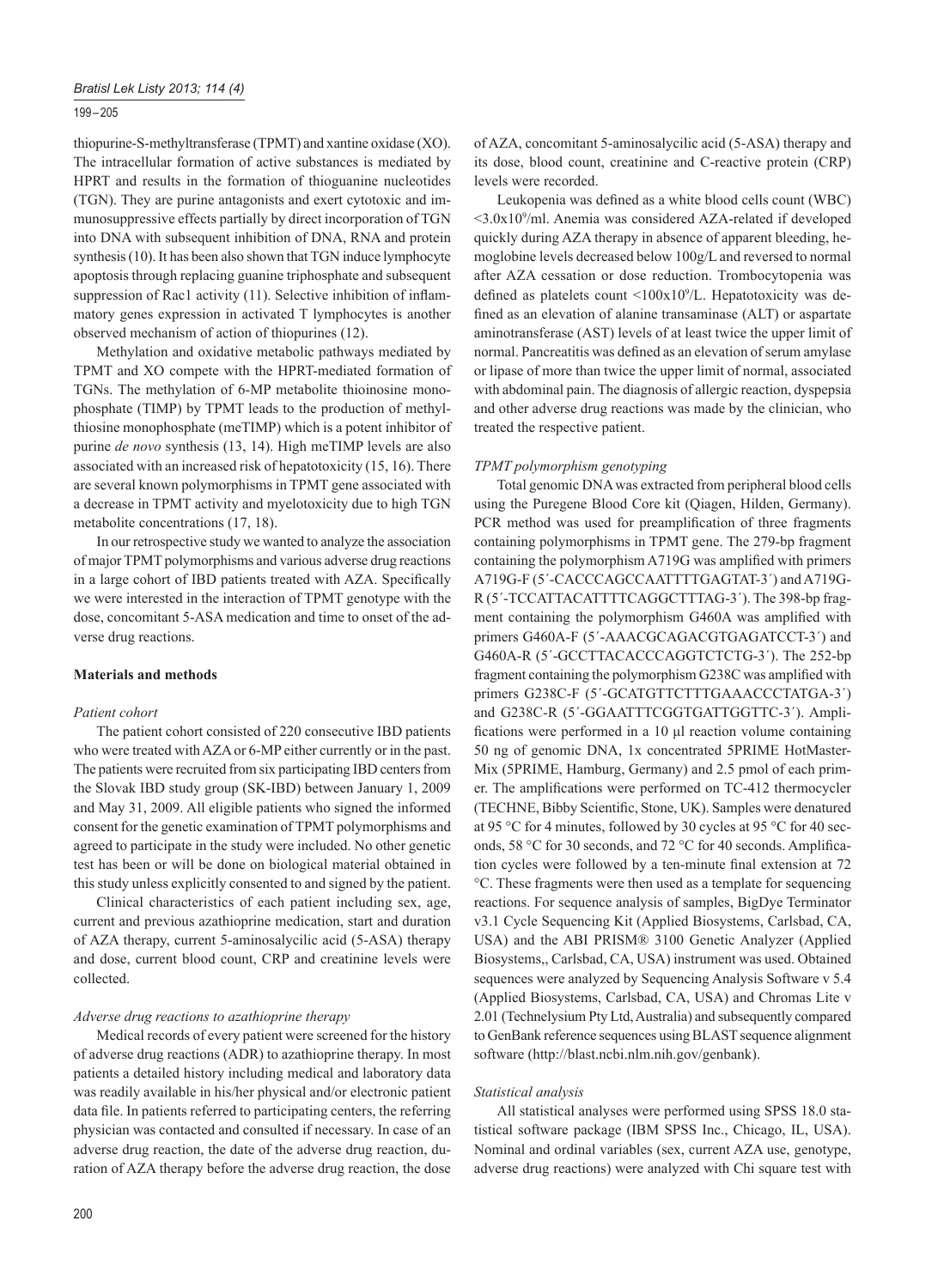thiopurine-S-methyltransferase (TPMT) and xantine oxidase (XO). The intracellular formation of active substances is mediated by HPRT and results in the formation of thioguanine nucleotides (TGN). They are purine antagonists and exert cytotoxic and immunosuppressive effects partially by direct incorporation of TGN into DNA with subsequent inhibition of DNA, RNA and protein synthesis (10). It has been also shown that TGN induce lymphocyte apoptosis through replacing guanine triphosphate and subsequent suppression of Rac1 activity (11). Selective inhibition of inflammatory genes expression in activated T lymphocytes is another observed mechanism of action of thiopurines (12).

Methylation and oxidative metabolic pathways mediated by TPMT and XO compete with the HPRT-mediated formation of TGNs. The methylation of 6-MP metabolite thioinosine monophosphate (TIMP) by TPMT leads to the production of methylthiosine monophosphate (meTIMP) which is a potent inhibitor of purine *de novo* synthesis (13, 14). High meTIMP levels are also associated with an increased risk of hepatotoxicity (15, 16). There are several known polymorphisms in TPMT gene associated with a decrease in TPMT activity and myelotoxicity due to high TGN metabolite concentrations (17, 18).

In our retrospective study we wanted to analyze the association of major TPMT polymorphisms and various adverse drug reactions in a large cohort of IBD patients treated with AZA. Specifically we were interested in the interaction of TPMT genotype with the dose, concomitant 5-ASA medication and time to onset of the adverse drug reactions.

## Materials and methods

### *Patient cohort*

The patient cohort consisted of 220 consecutive IBD patients who were treated with AZA or 6-MP either currently or in the past. The patients were recruited from six participating IBD centers from the Slovak IBD study group (SK-IBD) between January 1, 2009 and May 31, 2009. All eligible patients who signed the informed consent for the genetic examination of TPMT polymorphisms and agreed to participate in the study were included. No other genetic test has been or will be done on biological material obtained in this study unless explicitly consented to and signed by the patient.

Clinical characteristics of each patient including sex, age, current and previous azathioprine medication, start and duration of AZA therapy, current 5-aminosalycilic acid (5-ASA) therapy and dose, current blood count, CRP and creatinine levels were collected.

### *Adverse drug reactions to azathioprine therapy*

Medical records of every patient were screened for the history of adverse drug reactions (ADR) to azathioprine therapy. In most patients a detailed history including medical and laboratory data was readily available in his/her physical and/or electronic patient data file. In patients referred to participating centers, the referring physician was contacted and consulted if necessary. In case of an adverse drug reaction, the date of the adverse drug reaction, duration of AZA therapy before the adverse drug reaction, the dose of AZA, concomitant 5-aminosalycilic acid (5-ASA) therapy and its dose, blood count, creatinine and C-reactive protein (CRP) levels were recorded.

Leukopenia was defined as a white blood cells count (WBC) $<3.0 \times 10^9$/ml. Anemia was considered AZA-related if developed quickly during AZA therapy in absence of apparent bleeding, hemoglobine levels decreased below 100g/L and reversed to normal after AZA cessation or dose reduction. Trombocytopenia was defined as platelets count $<100 \times 10^9$/L. Hepatotoxicity was defined as an elevation of alanine transaminase (ALT) or aspartate aminotransferase (AST) levels of at least twice the upper limit of normal. Pancreatitis was defined as an elevation of serum amylase or lipase of more than twice the upper limit of normal, associated with abdominal pain. The diagnosis of allergic reaction, dyspepsia and other adverse drug reactions was made by the clinician, who treated the respective patient.

### *TPMT polymorphism genotyping*

Total genomic DNA was extracted from peripheral blood cells using the Puregene Blood Core kit (Qiagen, Hilden, Germany). PCR method was used for preamplification of three fragments containing polymorphisms in TPMT gene. The 279-bp fragment containing the polymorphism A719G was amplified with primers A719G-F (5´-CACCCAGCCAATTTTGAGTAT-3´) and A719G-R (5´-TCCATTACATTTTCAGGCTTTAG-3´). The 398-bp fragment containing the polymorphism G460A was amplified with primers G460A-F (5´-AAACGCAGACGTGAGATCCT-3´) and G460A-R (5´-GCCTTACACCCAGGTCTCTG-3´). The 252-bp fragment containing the polymorphism G238C was amplified with primers G238C-F (5´-GCATGTTCTTTGAAACCCTATGA-3´) and G238C-R (5´-GGAATTTCGGTGATTGGTTC-3´). Amplifications were performed in a 10 μl reaction volume containing 50 ng of genomic DNA, 1x concentrated 5PRIME HotMaster-Mix (5PRIME, Hamburg, Germany) and 2.5 pmol of each primer. The amplifications were performed on TC-412 thermocycler (TECHNE, Bibby Scientific, Stone, UK). Samples were denatured at 95 °C for 4 minutes, followed by 30 cycles at 95 °C for 40 seconds, 58 °C for 30 seconds, and 72 °C for 40 seconds. Amplification cycles were followed by a ten-minute final extension at 72 °C. These fragments were then used as a template for sequencing reactions. For sequence analysis of samples, BigDye Terminator v3.1 Cycle Sequencing Kit (Applied Biosystems, Carlsbad, CA, USA) and the ABI PRISM® 3100 Genetic Analyzer (Applied Biosystems,, Carlsbad, CA, USA) instrument was used. Obtained sequences were analyzed by Sequencing Analysis Software v 5.4 (Applied Biosystems, Carlsbad, CA, USA) and Chromas Lite v 2.01 (Technelysium Pty Ltd, Australia) and subsequently compared to GenBank reference sequences using BLAST sequence alignment software (http://blast.ncbi.nlm.nih.gov/genbank).

### *Statistical analysis*

All statistical analyses were performed using SPSS 18.0 statistical software package (IBM SPSS Inc., Chicago, IL, USA). Nominal and ordinal variables (sex, current AZA use, genotype, adverse drug reactions) were analyzed with Chi square test with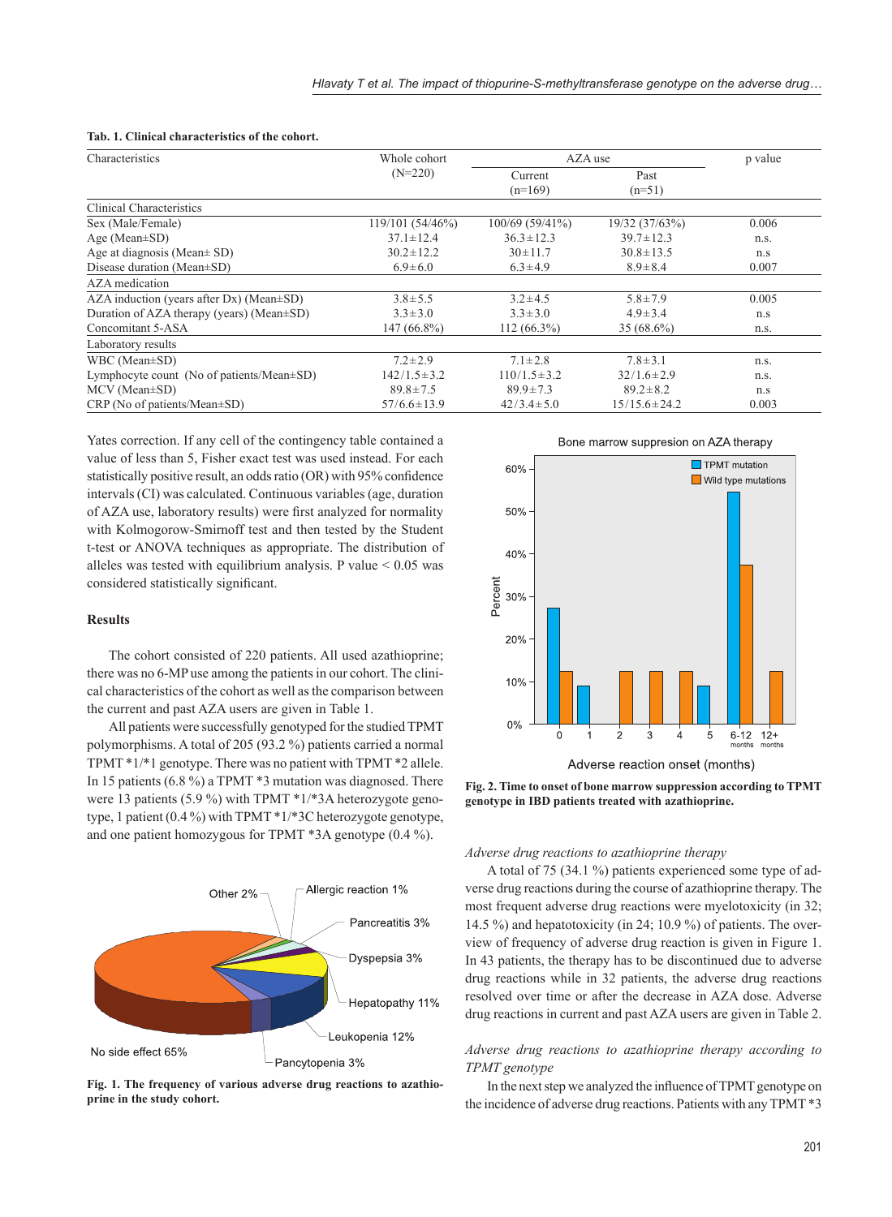**Tab. 1. Clinical characteristics of the cohort.**

| Characteristics | Whole cohort (N=220) | AZA use | | p value |
|---|---|---|---|---|
| | | Current (n=169) | Past (n=51) | |
| Clinical Characteristics | | | | |
| Sex (Male/Female) | 119/101 (54/46%) | 100/69 (59/41%) | 19/32 (37/63%) | 0.006 |
| Age (Mean±SD) | 37.1±12.4 | 36.3±12.3 | 39.7±12.3 | n.s. |
| Age at diagnosis (Mean± SD) | 30.2±12.2 | 30±11.7 | 30.8±13.5 | n.s |
| Disease duration (Mean±SD) | 6.9±6.0 | 6.3±4.9 | 8.9±8.4 | 0.007 |
| AZA medication | | | | |
| AZA induction (years after Dx) (Mean±SD) | 3.8±5.5 | 3.2±4.5 | 5.8±7.9 | 0.005 |
| Duration of AZA therapy (years) (Mean±SD) | 3.3±3.0 | 3.3±3.0 | 4.9±3.4 | n.s |
| Concomitant 5-ASA | 147 (66.8%) | 112 (66.3%) | 35 (68.6%) | n.s. |
| Laboratory results | | | | |
| WBC (Mean±SD) | 7.2±2.9 | 7.1±2.8 | 7.8±3.1 | n.s. |
| Lymphocyte count (No of patients/Mean±SD) | 142/1.5±3.2 | 110/1.5±3.2 | 32/1.6±2.9 | n.s. |
| MCV (Mean±SD) | 89.8±7.5 | 89.9±7.3 | 89.2±8.2 | n.s |
| CRP (No of patients/Mean±SD) | 57/6.6±13.9 | 42/3.4±5.0 | 15/15.6±24.2 | 0.003 |

Yates correction. If any cell of the contingency table contained a value of less than 5, Fisher exact test was used instead. For each statistically positive result, an odds ratio (OR) with 95% confidence intervals (CI) was calculated. Continuous variables (age, duration of AZA use, laboratory results) were first analyzed for normality with Kolmogorow-Smirnoff test and then tested by the Student t-test or ANOVA techniques as appropriate. The distribution of alleles was tested with equilibrium analysis. P value < 0.05 was considered statistically significant.

### Results

The cohort consisted of 220 patients. All used azathioprine; there was no 6-MP use among the patients in our cohort. The clinical characteristics of the cohort as well as the comparison between the current and past AZA users are given in Table 1.

All patients were successfully genotyped for the studied TPMT polymorphisms. A total of 205 (93.2 %) patients carried a normal TPMT *1/*1 genotype. There was no patient with TPMT *2 allele. In 15 patients (6.8 %) a TPMT *3 mutation was diagnosed. There were 13 patients (5.9 %) with TPMT *1/*3A heterozygote genotype, 1 patient (0.4 %) with TPMT *1/*3C heterozygote genotype, and one patient homozygous for TPMT *3A genotype (0.4 %).

**Fig. 1. The frequency of various adverse drug reactions to azathioprine in the study cohort.**

**Fig. 2. Time to onset of bone marrow suppression according to TPMT genotype in IBD patients treated with azathioprine.**

*Adverse drug reactions to azathioprine therapy*

A total of 75 (34.1 %) patients experienced some type of adverse drug reactions during the course of azathioprine therapy. The most frequent adverse drug reactions were myelotoxicity (in 32; 14.5 %) and hepatotoxicity (in 24; 10.9 %) of patients. The overview of frequency of adverse drug reaction is given in Figure 1. In 43 patients, the therapy has to be discontinued due to adverse drug reactions while in 32 patients, the adverse drug reactions resolved over time or after the decrease in AZA dose. Adverse drug reactions in current and past AZA users are given in Table 2.

*Adverse drug reactions to azathioprine therapy according to TPMT genotype*

In the next step we analyzed the influence of TPMT genotype on the incidence of adverse drug reactions. Patients with any TPMT *3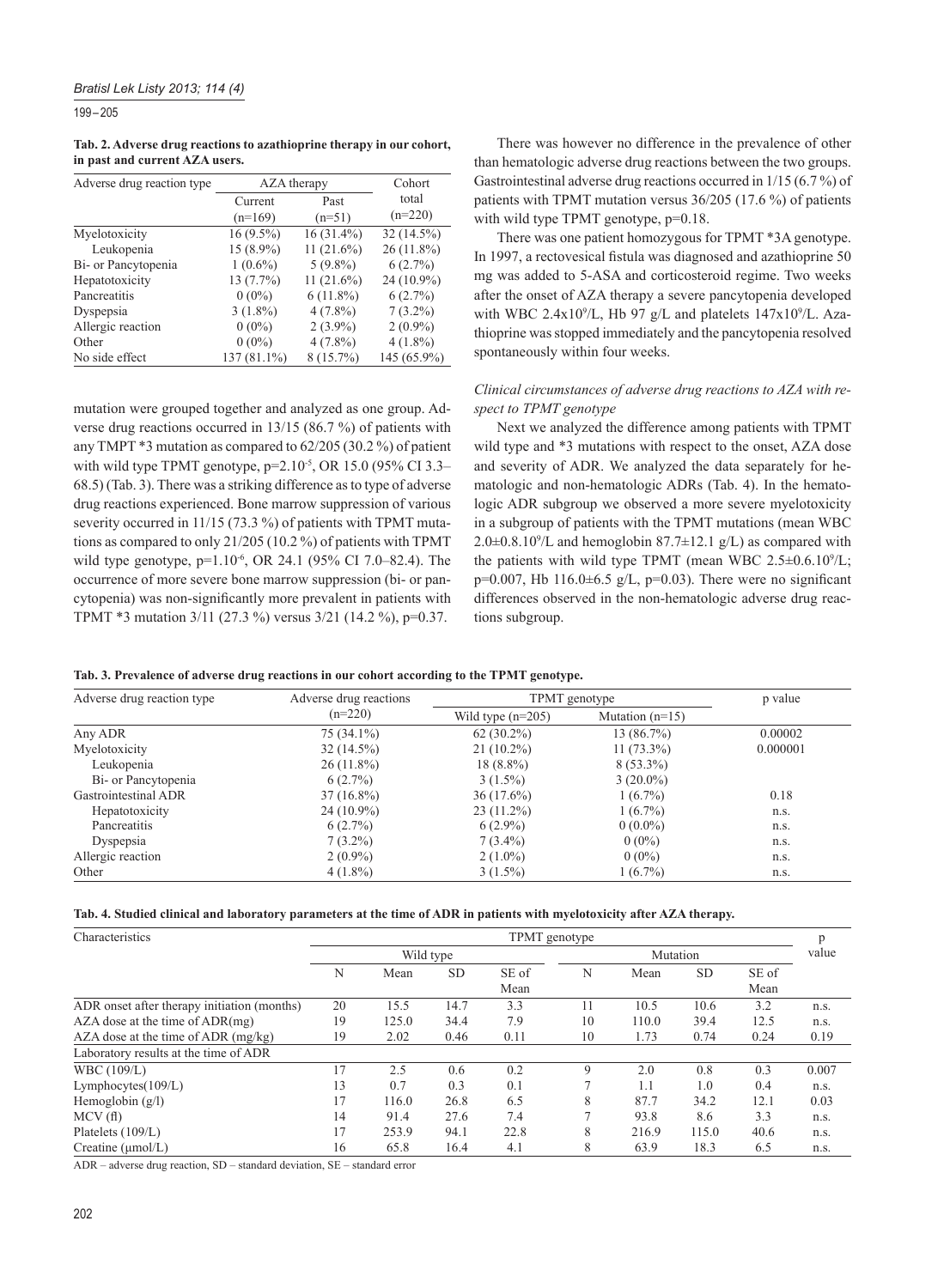**Tab. 2. Adverse drug reactions to azathioprine therapy in our cohort, in past and current AZA users.**

| Adverse drug reaction type | AZA therapy | | Cohort |
|---|---|---|---|
| | Current (n=169) | Past (n=51) | total (n=220) |
| Myelotoxicity | 16 (9.5%) | 16 (31.4%) | 32 (14.5%) |
| Leukopenia | 15 (8.9%) | 11 (21.6%) | 26 (11.8%) |
| Bi- or Pancytopenia | 1 (0.6%) | 5 (9.8%) | 6 (2.7%) |
| Hepatotoxicity | 13 (7.7%) | 11 (21.6%) | 24 (10.9%) |
| Pancreatitis | 0 (0%) | 6 (11.8%) | 6 (2.7%) |
| Dyspepsia | 3 (1.8%) | 4 (7.8%) | 7 (3.2%) |
| Allergic reaction | 0 (0%) | 2 (3.9%) | 2 (0.9%) |
| Other | 0 (0%) | 4 (7.8%) | 4 (1.8%) |
| No side effect | 137 (81.1%) | 8 (15.7%) | 145 (65.9%) |

mutation were grouped together and analyzed as one group. Adverse drug reactions occurred in 13/15 (86.7 %) of patients with any TMPT *3 mutation as compared to 62/205 (30.2 %) of patient with wild type TPMT genotype, p=2.10$^{-5}$, OR 15.0 (95% CI 3.3–68.5) (Tab. 3). There was a striking difference as to type of adverse drug reactions experienced. Bone marrow suppression of various severity occurred in 11/15 (73.3 %) of patients with TPMT mutations as compared to only 21/205 (10.2 %) of patients with TPMT wild type genotype, p=1.10$^{-6}$, OR 24.1 (95% CI 7.0–82.4). The occurrence of more severe bone marrow suppression (bi- or pancytopenia) was non-significantly more prevalent in patients with TPMT *3 mutation 3/11 (27.3 %) versus 3/21 (14.2 %), p=0.37.

There was however no difference in the prevalence of other than hematologic adverse drug reactions between the two groups. Gastrointestinal adverse drug reactions occurred in 1/15 (6.7 %) of patients with TPMT mutation versus 36/205 (17.6 %) of patients with wild type TPMT genotype, p=0.18.

There was one patient homozygous for TPMT *3A genotype. In 1997, a rectovesical fistula was diagnosed and azathioprine 50 mg was added to 5-ASA and corticosteroid regime. Two weeks after the onset of AZA therapy a severe pancytopenia developed with WBC 2.4x10$^9$/L, Hb 97 g/L and platelets 147x10$^9$/L. Azathioprine was stopped immediately and the pancytopenia resolved spontaneously within four weeks.

### *Clinical circumstances of adverse drug reactions to AZA with respect to TPMT genotype*

Next we analyzed the difference among patients with TPMT wild type and *3 mutations with respect to the onset, AZA dose and severity of ADR. We analyzed the data separately for hematologic and non-hematologic ADRs (Tab. 4). In the hematologic ADR subgroup we observed a more severe myelotoxicity in a subgroup of patients with the TPMT mutations (mean WBC 2.0±0.8.10$^9$/L and hemoglobin 87.7±12.1 g/L) as compared with the patients with wild type TPMT (mean WBC 2.5±0.6.10$^9$/L; p=0.007, Hb 116.0±6.5 g/L, p=0.03). There were no significant differences observed in the non-hematologic adverse drug reactions subgroup.

**Tab. 3. Prevalence of adverse drug reactions in our cohort according to the TPMT genotype.**

| Adverse drug reaction type | Adverse drug reactions (n=220) | TPMT genotype | | p value |
|---|---|---|---|---|
| | | Wild type (n=205) | Mutation (n=15) | |
| Any ADR | 75 (34.1%) | 62 (30.2%) | 13 (86.7%) | 0.00002 |
| Myelotoxicity | 32 (14.5%) | 21 (10.2%) | 11 (73.3%) | 0.000001 |
| Leukopenia | 26 (11.8%) | 18 (8.8%) | 8 (53.3%) | |
| Bi- or Pancytopenia | 6 (2.7%) | 3 (1.5%) | 3 (20.0%) | |
| Gastrointestinal ADR | 37 (16.8%) | 36 (17.6%) | 1 (6.7%) | 0.18 |
| Hepatotoxicity | 24 (10.9%) | 23 (11.2%) | 1 (6.7%) | n.s. |
| Pancreatitis | 6 (2.7%) | 6 (2.9%) | 0 (0.0%) | n.s. |
| Dyspepsia | 7 (3.2%) | 7 (3.4%) | 0 (0%) | n.s. |
| Allergic reaction | 2 (0.9%) | 2 (1.0%) | 0 (0%) | n.s. |
| Other | 4 (1.8%) | 3 (1.5%) | 1 (6.7%) | n.s. |

**Tab. 4. Studied clinical and laboratory parameters at the time of ADR in patients with myelotoxicity after AZA therapy.**

| Characteristics | TPMT genotype | | | | | | | | p value |
|---|---|---|---|---|---|---|---|---|---|
| | Wild type | | | | Mutation | | | | |
| | N | Mean | SD | SE of Mean | N | Mean | SD | SE of Mean | |
| ADR onset after therapy initiation (months) | 20 | 15.5 | 14.7 | 3.3 | 11 | 10.5 | 10.6 | 3.2 | n.s. |
| AZA dose at the time of ADR(mg) | 19 | 125.0 | 34.4 | 7.9 | 10 | 110.0 | 39.4 | 12.5 | n.s. |
| AZA dose at the time of ADR (mg/kg) | 19 | 2.02 | 0.46 | 0.11 | 10 | 1.73 | 0.74 | 0.24 | 0.19 |
| Laboratory results at the time of ADR | | | | | | | | | |
| WBC (109/L) | 17 | 2.5 | 0.6 | 0.2 | 9 | 2.0 | 0.8 | 0.3 | 0.007 |
| Lymphocytes(109/L) | 13 | 0.7 | 0.3 | 0.1 | 7 | 1.1 | 1.0 | 0.4 | n.s. |
| Hemoglobin (g/l) | 17 | 116.0 | 26.8 | 6.5 | 8 | 87.7 | 34.2 | 12.1 | 0.03 |
| MCV (fl) | 14 | 91.4 | 27.6 | 7.4 | 7 | 93.8 | 8.6 | 3.3 | n.s. |
| Platelets (109/L) | 17 | 253.9 | 94.1 | 22.8 | 8 | 216.9 | 115.0 | 40.6 | n.s. |
| Creatine (μmol/L) | 16 | 65.8 | 16.4 | 4.1 | 8 | 63.9 | 18.3 | 6.5 | n.s. |

ADR – adverse drug reaction, SD – standard deviation, SE – standard error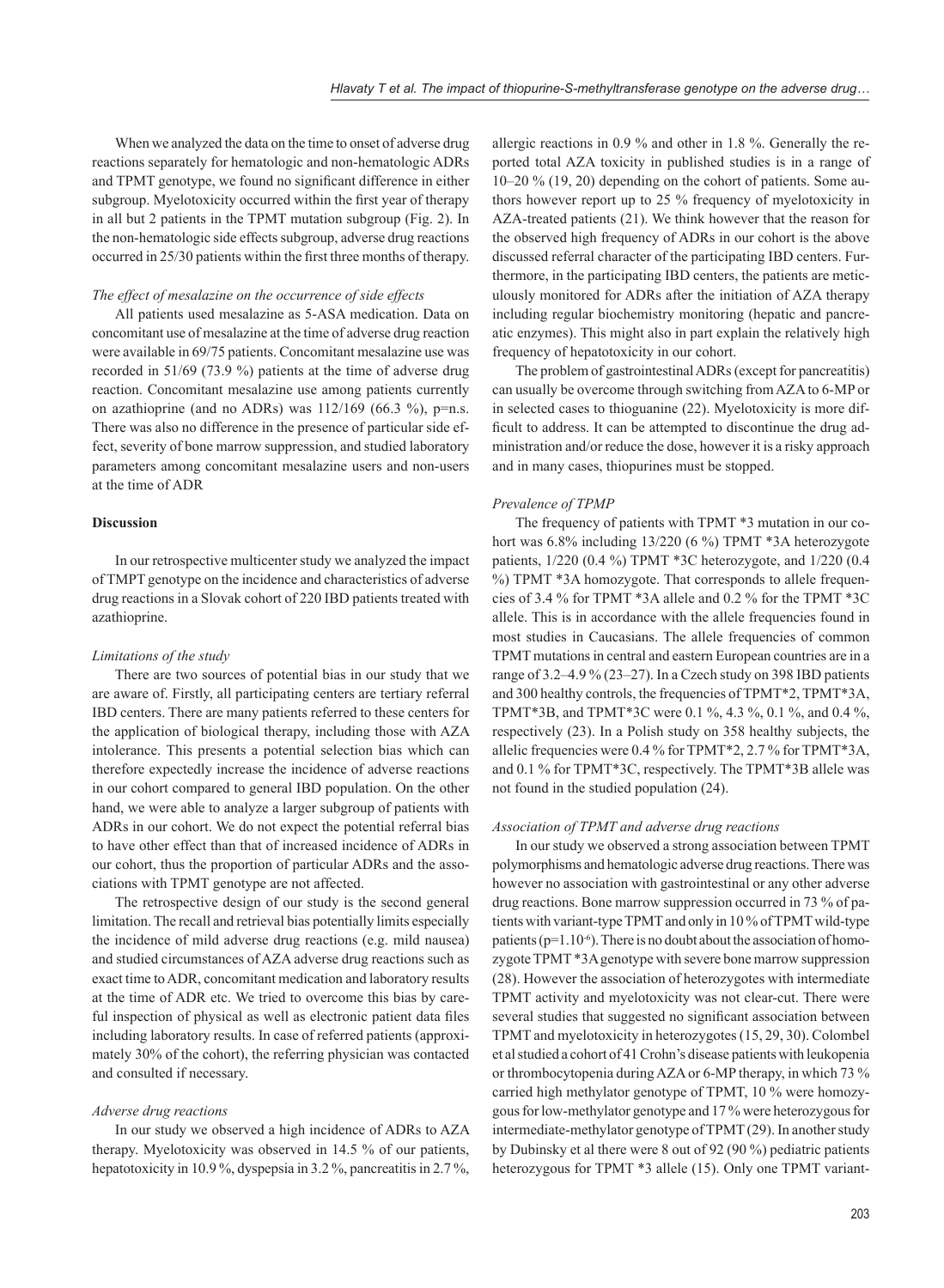When we analyzed the data on the time to onset of adverse drug reactions separately for hematologic and non-hematologic ADRs and TPMT genotype, we found no significant difference in either subgroup. Myelotoxicity occurred within the first year of therapy in all but 2 patients in the TPMT mutation subgroup (Fig. 2). In the non-hematologic side effects subgroup, adverse drug reactions occurred in 25/30 patients within the first three months of therapy.

*The effect of mesalazine on the occurrence of side effects*

All patients used mesalazine as 5-ASA medication. Data on concomitant use of mesalazine at the time of adverse drug reaction were available in 69/75 patients. Concomitant mesalazine use was recorded in 51/69 (73.9 %) patients at the time of adverse drug reaction. Concomitant mesalazine use among patients currently on azathioprine (and no ADRs) was 112/169 (66.3 %), p=n.s. There was also no difference in the presence of particular side effect, severity of bone marrow suppression, and studied laboratory parameters among concomitant mesalazine users and non-users at the time of ADR

## Discussion

In our retrospective multicenter study we analyzed the impact of TMPT genotype on the incidence and characteristics of adverse drug reactions in a Slovak cohort of 220 IBD patients treated with azathioprine.

*Limitations of the study*

There are two sources of potential bias in our study that we are aware of. Firstly, all participating centers are tertiary referral IBD centers. There are many patients referred to these centers for the application of biological therapy, including those with AZA intolerance. This presents a potential selection bias which can therefore expectedly increase the incidence of adverse reactions in our cohort compared to general IBD population. On the other hand, we were able to analyze a larger subgroup of patients with ADRs in our cohort. We do not expect the potential referral bias to have other effect than that of increased incidence of ADRs in our cohort, thus the proportion of particular ADRs and the associations with TPMT genotype are not affected.

The retrospective design of our study is the second general limitation. The recall and retrieval bias potentially limits especially the incidence of mild adverse drug reactions (e.g. mild nausea) and studied circumstances of AZA adverse drug reactions such as exact time to ADR, concomitant medication and laboratory results at the time of ADR etc. We tried to overcome this bias by careful inspection of physical as well as electronic patient data files including laboratory results. In case of referred patients (approximately 30% of the cohort), the referring physician was contacted and consulted if necessary.

*Adverse drug reactions*

In our study we observed a high incidence of ADRs to AZA therapy. Myelotoxicity was observed in 14.5 % of our patients, hepatotoxicity in 10.9 %, dyspepsia in 3.2 %, pancreatitis in 2.7 %, allergic reactions in 0.9 % and other in 1.8 %. Generally the reported total AZA toxicity in published studies is in a range of 10–20 % (19, 20) depending on the cohort of patients. Some authors however report up to 25 % frequency of myelotoxicity in AZA-treated patients (21). We think however that the reason for the observed high frequency of ADRs in our cohort is the above discussed referral character of the participating IBD centers. Furthermore, in the participating IBD centers, the patients are meticulously monitored for ADRs after the initiation of AZA therapy including regular biochemistry monitoring (hepatic and pancreatic enzymes). This might also in part explain the relatively high frequency of hepatotoxicity in our cohort.

The problem of gastrointestinal ADRs (except for pancreatitis) can usually be overcome through switching from AZA to 6-MP or in selected cases to thioguanine (22). Myelotoxicity is more difficult to address. It can be attempted to discontinue the drug administration and/or reduce the dose, however it is a risky approach and in many cases, thiopurines must be stopped.

*Prevalence of TPMP*

The frequency of patients with TPMT *3 mutation in our cohort was 6.8% including 13/220 (6 %) TPMT *3A heterozygote patients, 1/220 (0.4 %) TPMT *3C heterozygote, and 1/220 (0.4 %) TPMT *3A homozygote. That corresponds to allele frequencies of 3.4 % for TPMT *3A allele and 0.2 % for the TPMT *3C allele. This is in accordance with the allele frequencies found in most studies in Caucasians. The allele frequencies of common TPMT mutations in central and eastern European countries are in a range of 3.2–4.9 % (23–27). In a Czech study on 398 IBD patients and 300 healthy controls, the frequencies of TPMT*2, TPMT*3A, TPMT*3B, and TPMT*3C were 0.1 %, 4.3 %, 0.1 %, and 0.4 %, respectively (23). In a Polish study on 358 healthy subjects, the allelic frequencies were 0.4 % for TPMT*2, 2.7 % for TPMT*3A, and 0.1 % for TPMT*3C, respectively. The TPMT*3B allele was not found in the studied population (24).

*Association of TPMT and adverse drug reactions*

In our study we observed a strong association between TPMT polymorphisms and hematologic adverse drug reactions. There was however no association with gastrointestinal or any other adverse drug reactions. Bone marrow suppression occurred in 73 % of patients with variant-type TPMT and only in 10 % of TPMT wild-type patients ($p=1.10^{-6}$). There is no doubt about the association of homozygote TPMT *3A genotype with severe bone marrow suppression (28). However the association of heterozygotes with intermediate TPMT activity and myelotoxicity was not clear-cut. There were several studies that suggested no significant association between TPMT and myelotoxicity in heterozygotes (15, 29, 30). Colombel et al studied a cohort of 41 Crohn's disease patients with leukopenia or thrombocytopenia during AZA or 6-MP therapy, in which 73 % carried high methylator genotype of TPMT, 10 % were homozygous for low-methylator genotype and 17 % were heterozygous for intermediate-methylator genotype of TPMT (29). In another study by Dubinsky et al there were 8 out of 92 (90 %) pediatric patients heterozygous for TPMT *3 allele (15). Only one TPMT variant-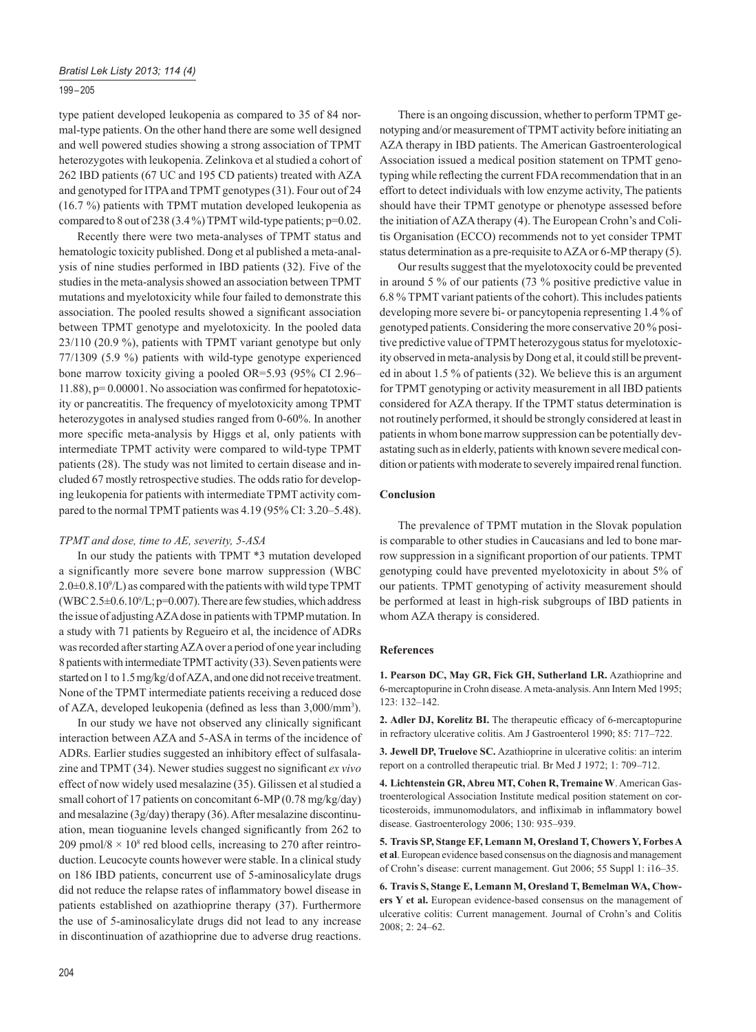type patient developed leukopenia as compared to 35 of 84 normal-type patients. On the other hand there are some well designed and well powered studies showing a strong association of TPMT heterozygotes with leukopenia. Zelinkova et al studied a cohort of 262 IBD patients (67 UC and 195 CD patients) treated with AZA and genotyped for ITPA and TPMT genotypes (31). Four out of 24 (16.7 %) patients with TPMT mutation developed leukopenia as compared to 8 out of 238 (3.4 %) TPMT wild-type patients; p=0.02.

Recently there were two meta-analyses of TPMT status and hematologic toxicity published. Dong et al published a meta-analysis of nine studies performed in IBD patients (32). Five of the studies in the meta-analysis showed an association between TPMT mutations and myelotoxicity while four failed to demonstrate this association. The pooled results showed a significant association between TPMT genotype and myelotoxicity. In the pooled data 23/110 (20.9 %), patients with TPMT variant genotype but only 77/1309 (5.9 %) patients with wild-type genotype experienced bone marrow toxicity giving a pooled OR=5.93 (95% CI 2.96–11.88), p= 0.00001. No association was confirmed for hepatotoxicity or pancreatitis. The frequency of myelotoxicity among TPMT heterozygotes in analysed studies ranged from 0-60%. In another more specific meta-analysis by Higgs et al, only patients with intermediate TPMT activity were compared to wild-type TPMT patients (28). The study was not limited to certain disease and included 67 mostly retrospective studies. The odds ratio for developing leukopenia for patients with intermediate TPMT activity compared to the normal TPMT patients was 4.19 (95% CI: 3.20–5.48).

*TPMT and dose, time to AE, severity, 5-ASA*

In our study the patients with TPMT *3 mutation developed a significantly more severe bone marrow suppression (WBC $2.0\pm0.8.10^9$/L) as compared with the patients with wild type TPMT (WBC $2.5\pm0.6.10^9$/L; p=0.007). There are few studies, which address the issue of adjusting AZA dose in patients with TPMP mutation. In a study with 71 patients by Regueiro et al, the incidence of ADRs was recorded after starting AZA over a period of one year including 8 patients with intermediate TPMT activity (33). Seven patients were started on 1 to 1.5 mg/kg/d of AZA, and one did not receive treatment. None of the TPMT intermediate patients receiving a reduced dose of AZA, developed leukopenia (defined as less than 3,000/mm$^3$).

In our study we have not observed any clinically significant interaction between AZA and 5-ASA in terms of the incidence of ADRs. Earlier studies suggested an inhibitory effect of sulfasalazine and TPMT (34). Newer studies suggest no significant *ex vivo* effect of now widely used mesalazine (35). Gilissen et al studied a small cohort of 17 patients on concomitant 6-MP (0.78 mg/kg/day) and mesalazine (3g/day) therapy (36). After mesalazine discontinuation, mean tioguanine levels changed significantly from 262 to 209 pmol/8 $\times$ 10$^8$ red blood cells, increasing to 270 after reintroduction. Leucocyte counts however were stable. In a clinical study on 186 IBD patients, concurrent use of 5-aminosalicylate drugs did not reduce the relapse rates of inflammatory bowel disease in patients established on azathioprine therapy (37). Furthermore the use of 5-aminosalicylate drugs did not lead to any increase in discontinuation of azathioprine due to adverse drug reactions.

There is an ongoing discussion, whether to perform TPMT genotyping and/or measurement of TPMT activity before initiating an AZA therapy in IBD patients. The American Gastroenterological Association issued a medical position statement on TPMT genotyping while reflecting the current FDA recommendation that in an effort to detect individuals with low enzyme activity, The patients should have their TPMT genotype or phenotype assessed before the initiation of AZA therapy (4). The European Crohn's and Colitis Organisation (ECCO) recommends not to yet consider TPMT status determination as a pre-requisite to AZA or 6-MP therapy (5).

Our results suggest that the myelotoxocity could be prevented in around 5 % of our patients (73 % positive predictive value in 6.8 % TPMT variant patients of the cohort). This includes patients developing more severe bi- or pancytopenia representing 1.4 % of genotyped patients. Considering the more conservative 20 % positive predictive value of TPMT heterozygous status for myelotoxicity observed in meta-analysis by Dong et al, it could still be prevented in about 1.5 % of patients (32). We believe this is an argument for TPMT genotyping or activity measurement in all IBD patients considered for AZA therapy. If the TPMT status determination is not routinely performed, it should be strongly considered at least in patients in whom bone marrow suppression can be potentially devastating such as in elderly, patients with known severe medical condition or patients with moderate to severely impaired renal function.

## Conclusion

The prevalence of TPMT mutation in the Slovak population is comparable to other studies in Caucasians and led to bone marrow suppression in a significant proportion of our patients. TPMT genotyping could have prevented myelotoxicity in about 5% of our patients. TPMT genotyping of activity measurement should be performed at least in high-risk subgroups of IBD patients in whom AZA therapy is considered.

## References

**1. Pearson DC, May GR, Fick GH, Sutherland LR.** Azathioprine and 6-mercaptopurine in Crohn disease. A meta-analysis. Ann Intern Med 1995; 123: 132–142.

**2. Adler DJ, Korelitz BI.** The therapeutic efficacy of 6-mercaptopurine in refractory ulcerative colitis. Am J Gastroenterol 1990; 85: 717–722.

**3. Jewell DP, Truelove SC.** Azathioprine in ulcerative colitis: an interim report on a controlled therapeutic trial. Br Med J 1972; 1: 709–712.

**4. Lichtenstein GR, Abreu MT, Cohen R, Tremaine W**. American Gastroenterological Association Institute medical position statement on corticosteroids, immunomodulators, and infliximab in inflammatory bowel disease. Gastroenterology 2006; 130: 935–939.

**5. Travis SP, Stange EF, Lemann M, Oresland T, Chowers Y, Forbes A et al**. European evidence based consensus on the diagnosis and management of Crohn's disease: current management. Gut 2006; 55 Suppl 1: i16–35.

**6. Travis S, Stange E, Lemann M, Oresland T, Bemelman WA, Chowers Y et al.** European evidence-based consensus on the management of ulcerative colitis: Current management. Journal of Crohn's and Colitis 2008; 2: 24–62.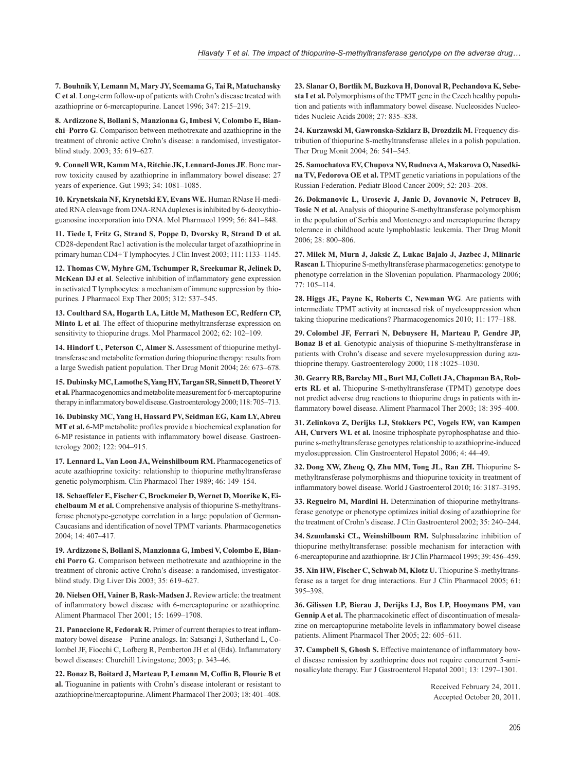**7. Bouhnik Y, Lemann M, Mary JY, Scemama G, Tai R, Matuchansky C et al**. Long-term follow-up of patients with Crohn's disease treated with azathioprine or 6-mercaptopurine. Lancet 1996; 347: 215–219.

**8. Ardizzone S, Bollani S, Manzionna G, Imbesi V, Colombo E, Bianchi–Porro G**. Comparison between methotrexate and azathioprine in the treatment of chronic active Crohn's disease: a randomised, investigator-blind study. 2003; 35: 619–627.

**9. Connell WR, Kamm MA, Ritchie JK, Lennard-Jones JE**. Bone marrow toxicity caused by azathioprine in inflammatory bowel disease: 27 years of experience. Gut 1993; 34: 1081–1085.

**10. Krynetskaia NF, Krynetski EY, Evans WE.** Human RNase H-mediated RNA cleavage from DNA-RNA duplexes is inhibited by 6-deoxythioguanosine incorporation into DNA. Mol Pharmacol 1999; 56: 841–848.

**11. Tiede I, Fritz G, Strand S, Poppe D, Dvorsky R, Strand D et al.** CD28-dependent Rac1 activation is the molecular target of azathioprine in primary human CD4+ T lymphocytes. J Clin Invest 2003; 111: 1133–1145.

**12. Thomas CW, Myhre GM, Tschumper R, Sreekumar R, Jelinek D, McKean DJ et al**. Selective inhibition of inflammatory gene expression in activated T lymphocytes: a mechanism of immune suppression by thiopurines. J Pharmacol Exp Ther 2005; 312: 537–545.

**13. Coulthard SA, Hogarth LA, Little M, Matheson EC, Redfern CP, Minto L et al**. The effect of thiopurine methyltransferase expression on sensitivity to thiopurine drugs. Mol Pharmacol 2002; 62: 102–109.

**14. Hindorf U, Peterson C, Almer S.** Assessment of thiopurine methyltransferase and metabolite formation during thiopurine therapy: results from a large Swedish patient population. Ther Drug Monit 2004; 26: 673–678.

**15. Dubinsky MC, Lamothe S, Yang HY, Targan SR, Sinnett D, Theoret Y et al.** Pharmacogenomics and metabolite measurement for 6-mercaptopurine therapy in inflammatory bowel disease. Gastroenterology 2000; 118: 705–713.

**16. Dubinsky MC, Yang H, Hassard PV, Seidman EG, Kam LY, Abreu MT et al.** 6-MP metabolite profiles provide a biochemical explanation for 6-MP resistance in patients with inflammatory bowel disease. Gastroenterology 2002; 122: 904–915.

**17. Lennard L, Van Loon JA, Weinshilboum RM.** Pharmacogenetics of acute azathioprine toxicity: relationship to thiopurine methyltransferase genetic polymorphism. Clin Pharmacol Ther 1989; 46: 149–154.

**18. Schaeffeler E, Fischer C, Brockmeier D, Wernet D, Moerike K, Eichelbaum M et al.** Comprehensive analysis of thiopurine S-methyltransferase phenotype-genotype correlation in a large population of German-Caucasians and identification of novel TPMT variants. Pharmacogenetics 2004; 14: 407–417.

**19. Ardizzone S, Bollani S, Manzionna G, Imbesi V, Colombo E, Bianchi Porro G**. Comparison between methotrexate and azathioprine in the treatment of chronic active Crohn's disease: a randomised, investigator-blind study. Dig Liver Dis 2003; 35: 619–627.

**20. Nielsen OH, Vainer B, Rask-Madsen J.** Review article: the treatment of inflammatory bowel disease with 6-mercaptopurine or azathioprine. Aliment Pharmacol Ther 2001; 15: 1699–1708.

**21. Panaccione R, Fedorak R.** Primer of current therapies to treat inflammatory bowel disease – Purine analogs. In: Satsangi J, Sutherland L, Colombel JF, Fiocchi C, Lofberg R, Pemberton JH et al (Eds). Inflammatory bowel diseases: Churchill Livingstone; 2003; p. 343–46.

**22. Bonaz B, Boitard J, Marteau P, Lemann M, Coffin B, Flourie B et al.** Tioguanine in patients with Crohn's disease intolerant or resistant to azathioprine/mercaptopurine. Aliment Pharmacol Ther 2003; 18: 401–408.

**23. Slanar O, Bortlik M, Buzkova H, Donoval R, Pechandova K, Sebesta I et al.** Polymorphisms of the TPMT gene in the Czech healthy population and patients with inflammatory bowel disease. Nucleosides Nucleotides Nucleic Acids 2008; 27: 835–838.

**24. Kurzawski M, Gawronska-Szklarz B, Drozdzik M.** Frequency distribution of thiopurine S-methyltransferase alleles in a polish population. Ther Drug Monit 2004; 26: 541–545.

**25. Samochatova EV, Chupova NV, Rudneva A, Makarova O, Nasedkina TV, Fedorova OE et al.** TPMT genetic variations in populations of the Russian Federation. Pediatr Blood Cancer 2009; 52: 203–208.

**26. Dokmanovic L, Urosevic J, Janic D, Jovanovic N, Petrucev B, Tosic N et al.** Analysis of thiopurine S-methyltransferase polymorphism in the population of Serbia and Montenegro and mercaptopurine therapy tolerance in childhood acute lymphoblastic leukemia. Ther Drug Monit 2006; 28: 800–806.

**27. Milek M, Murn J, Jaksic Z, Lukac Bajalo J, Jazbec J, Mlinaric Rascan I.** Thiopurine S-methyltransferase pharmacogenetics: genotype to phenotype correlation in the Slovenian population. Pharmacology 2006; 77: 105–114.

**28. Higgs JE, Payne K, Roberts C, Newman WG**. Are patients with intermediate TPMT activity at increased risk of myelosuppression when taking thiopurine medications? Pharmacogenomics 2010; 11: 177–188.

**29. Colombel JF, Ferrari N, Debuysere H, Marteau P, Gendre JP, Bonaz B et al**. Genotypic analysis of thiopurine S-methyltransferase in patients with Crohn's disease and severe myelosuppression during azathioprine therapy. Gastroenterology 2000; 118 :1025–1030.

**30. Gearry RB, Barclay ML, Burt MJ, Collett JA, Chapman BA, Roberts RL et al.** Thiopurine S-methyltransferase (TPMT) genotype does not predict adverse drug reactions to thiopurine drugs in patients with inflammatory bowel disease. Aliment Pharmacol Ther 2003; 18: 395–400.

**31. Zelinkova Z, Derijks LJ, Stokkers PC, Vogels EW, van Kampen AH, Curvers WL et al.** Inosine triphosphate pyrophosphatase and thiopurine s-methyltransferase genotypes relationship to azathioprine-induced myelosuppression. Clin Gastroenterol Hepatol 2006; 4: 44–49.

**32. Dong XW, Zheng Q, Zhu MM, Tong JL, Ran ZH.** Thiopurine S-methyltransferase polymorphisms and thiopurine toxicity in treatment of inflammatory bowel disease. World J Gastroenterol 2010; 16: 3187–3195.

**33. Regueiro M, Mardini H.** Determination of thiopurine methyltransferase genotype or phenotype optimizes initial dosing of azathioprine for the treatment of Crohn's disease. J Clin Gastroenterol 2002; 35: 240–244.

**34. Szumlanski CL, Weinshilboum RM.** Sulphasalazine inhibition of thiopurine methyltransferase: possible mechanism for interaction with 6-mercaptopurine and azathioprine. Br J Clin Pharmacol 1995; 39: 456–459.

**35. Xin HW, Fischer C, Schwab M, Klotz U.** Thiopurine S-methyltransferase as a target for drug interactions. Eur J Clin Pharmacol 2005; 61: 395–398.

**36. Gilissen LP, Bierau J, Derijks LJ, Bos LP, Hooymans PM, van Gennip A et al.** The pharmacokinetic effect of discontinuation of mesalazine on mercaptopurine metabolite levels in inflammatory bowel disease patients. Aliment Pharmacol Ther 2005; 22: 605–611.

**37. Campbell S, Ghosh S.** Effective maintenance of inflammatory bowel disease remission by azathioprine does not require concurrent 5-aminosalicylate therapy. Eur J Gastroenterol Hepatol 2001; 13: 1297–1301.

Received February 24, 2011.
Accepted October 20, 2011.